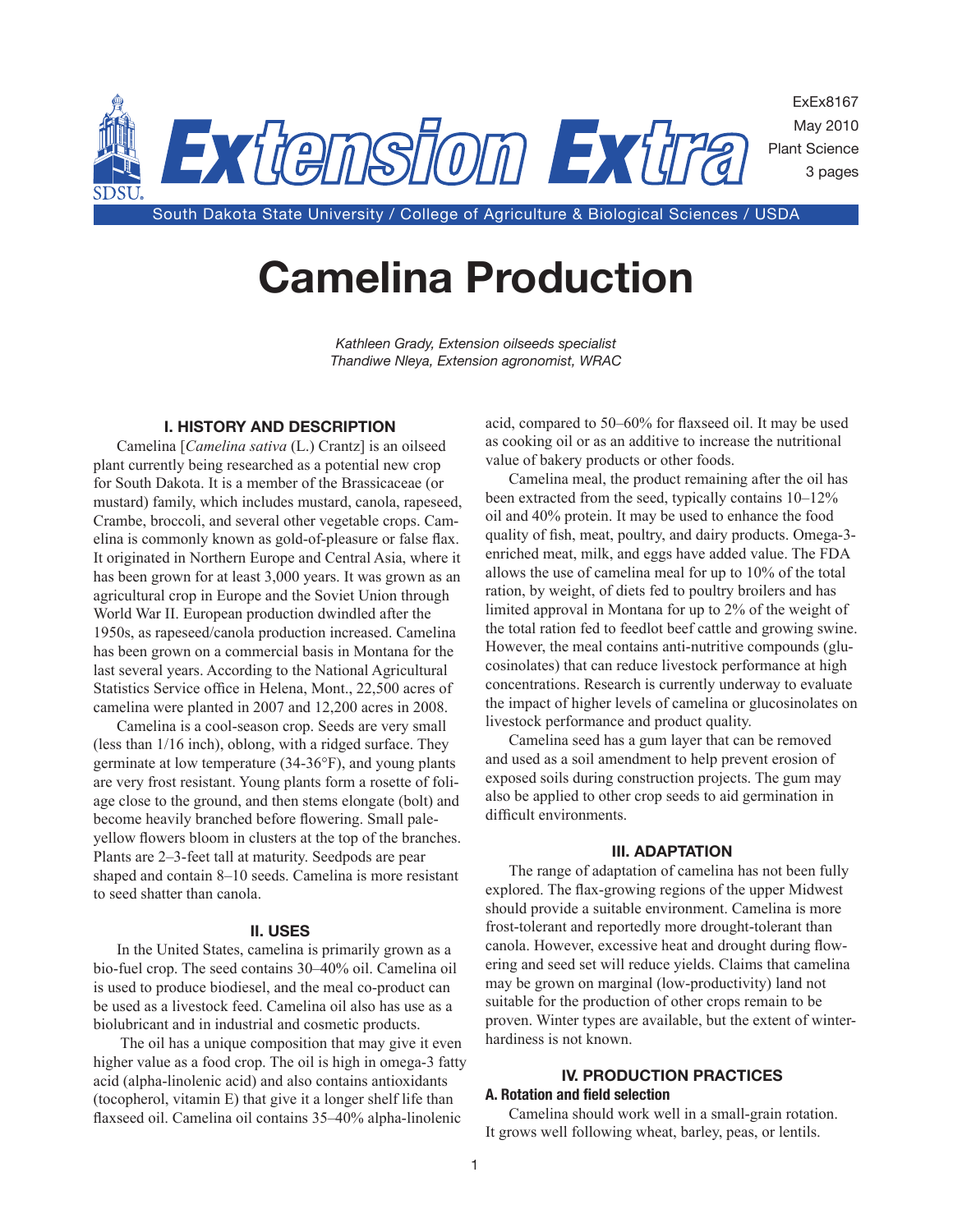ExEx8167
May 2010
Plant Science
3 pages

**Extension Extra**

South Dakota State University / College of Agriculture & Biological Sciences / USDA

# Camelina Production

*Kathleen Grady, Extension oilseeds specialist*
*Thandiwe Nleya, Extension agronomist, WRAC*

## I. HISTORY AND DESCRIPTION

Camelina [*Camelina sativa* (L.) Crantz] is an oilseed plant currently being researched as a potential new crop for South Dakota. It is a member of the Brassicaceae (or mustard) family, which includes mustard, canola, rapeseed, Crambe, broccoli, and several other vegetable crops. Camelina is commonly known as gold-of-pleasure or false flax. It originated in Northern Europe and Central Asia, where it has been grown for at least 3,000 years. It was grown as an agricultural crop in Europe and the Soviet Union through World War II. European production dwindled after the 1950s, as rapeseed/canola production increased. Camelina has been grown on a commercial basis in Montana for the last several years. According to the National Agricultural Statistics Service office in Helena, Mont., 22,500 acres of camelina were planted in 2007 and 12,200 acres in 2008.

Camelina is a cool-season crop. Seeds are very small (less than 1/16 inch), oblong, with a ridged surface. They germinate at low temperature (34-36°F), and young plants are very frost resistant. Young plants form a rosette of foliage close to the ground, and then stems elongate (bolt) and become heavily branched before flowering. Small pale-yellow flowers bloom in clusters at the top of the branches. Plants are 2–3-feet tall at maturity. Seedpods are pear shaped and contain 8–10 seeds. Camelina is more resistant to seed shatter than canola.

## II. USES

In the United States, camelina is primarily grown as a bio-fuel crop. The seed contains 30–40% oil. Camelina oil is used to produce biodiesel, and the meal co-product can be used as a livestock feed. Camelina oil also has use as a biolubricant and in industrial and cosmetic products.

The oil has a unique composition that may give it even higher value as a food crop. The oil is high in omega-3 fatty acid (alpha-linolenic acid) and also contains antioxidants (tocopherol, vitamin E) that give it a longer shelf life than flaxseed oil. Camelina oil contains 35–40% alpha-linolenic acid, compared to 50–60% for flaxseed oil. It may be used as cooking oil or as an additive to increase the nutritional value of bakery products or other foods.

Camelina meal, the product remaining after the oil has been extracted from the seed, typically contains 10–12% oil and 40% protein. It may be used to enhance the food quality of fish, meat, poultry, and dairy products. Omega-3-enriched meat, milk, and eggs have added value. The FDA allows the use of camelina meal for up to 10% of the total ration, by weight, of diets fed to poultry broilers and has limited approval in Montana for up to 2% of the weight of the total ration fed to feedlot beef cattle and growing swine. However, the meal contains anti-nutritive compounds (glucosinolates) that can reduce livestock performance at high concentrations. Research is currently underway to evaluate the impact of higher levels of camelina or glucosinolates on livestock performance and product quality.

Camelina seed has a gum layer that can be removed and used as a soil amendment to help prevent erosion of exposed soils during construction projects. The gum may also be applied to other crop seeds to aid germination in difficult environments.

## III. ADAPTATION

The range of adaptation of camelina has not been fully explored. The flax-growing regions of the upper Midwest should provide a suitable environment. Camelina is more frost-tolerant and reportedly more drought-tolerant than canola. However, excessive heat and drought during flowering and seed set will reduce yields. Claims that camelina may be grown on marginal (low-productivity) land not suitable for the production of other crops remain to be proven. Winter types are available, but the extent of winter-hardiness is not known.

## IV. PRODUCTION PRACTICES

### A. Rotation and field selection

Camelina should work well in a small-grain rotation. It grows well following wheat, barley, peas, or lentils.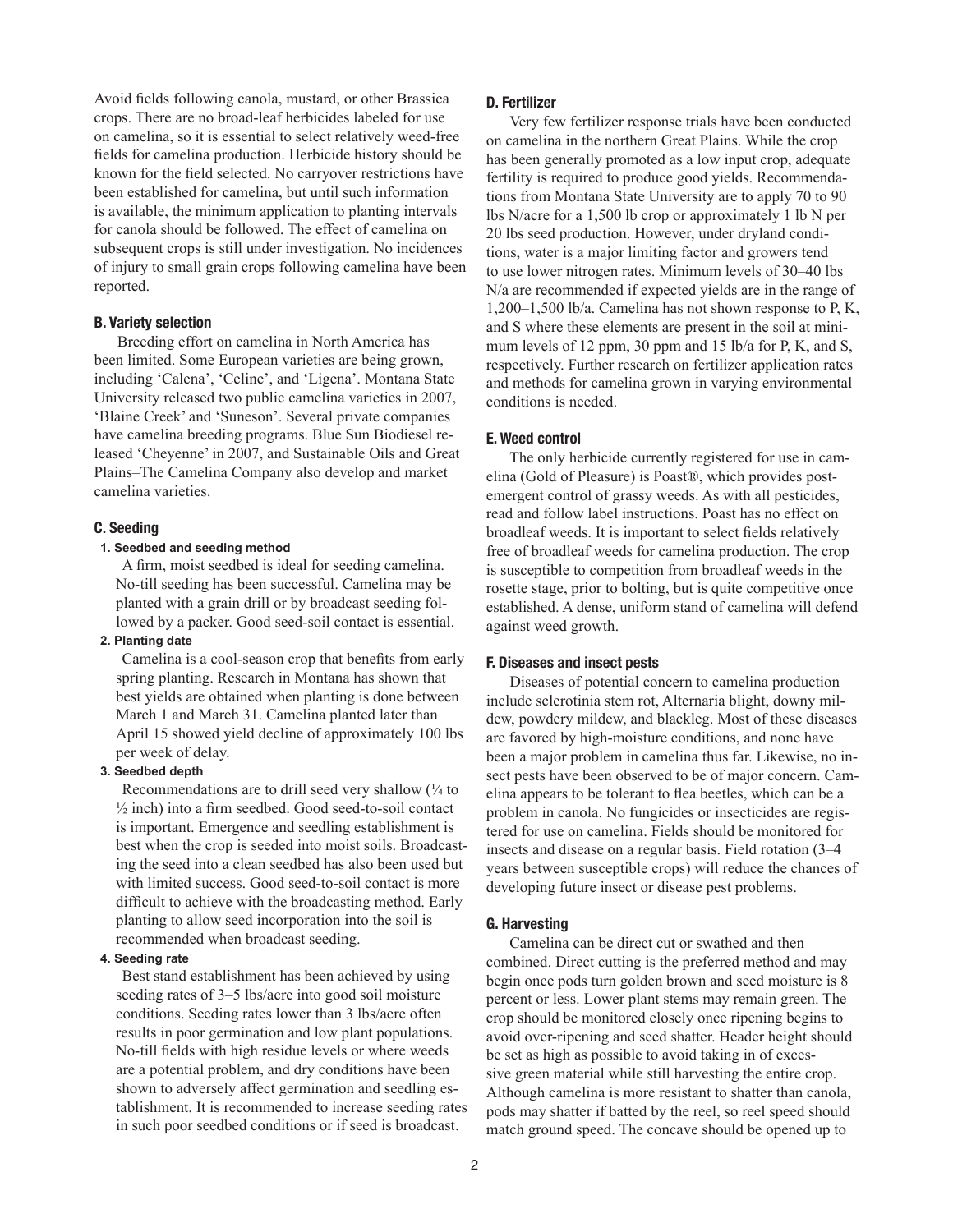Avoid fields following canola, mustard, or other Brassica crops. There are no broad-leaf herbicides labeled for use on camelina, so it is essential to select relatively weed-free fields for camelina production. Herbicide history should be known for the field selected. No carryover restrictions have been established for camelina, but until such information is available, the minimum application to planting intervals for canola should be followed. The effect of camelina on subsequent crops is still under investigation. No incidences of injury to small grain crops following camelina have been reported.

### B. Variety selection

Breeding effort on camelina in North America has been limited. Some European varieties are being grown, including 'Calena', 'Celine', and 'Ligena'. Montana State University released two public camelina varieties in 2007, 'Blaine Creek' and 'Suneson'. Several private companies have camelina breeding programs. Blue Sun Biodiesel released 'Cheyenne' in 2007, and Sustainable Oils and Great Plains–The Camelina Company also develop and market camelina varieties.

### C. Seeding

#### 1. Seedbed and seeding method

A firm, moist seedbed is ideal for seeding camelina. No-till seeding has been successful. Camelina may be planted with a grain drill or by broadcast seeding followed by a packer. Good seed-soil contact is essential.

#### 2. Planting date

Camelina is a cool-season crop that benefits from early spring planting. Research in Montana has shown that best yields are obtained when planting is done between March 1 and March 31. Camelina planted later than April 15 showed yield decline of approximately 100 lbs per week of delay.

#### 3. Seedbed depth

Recommendations are to drill seed very shallow (¼ to ½ inch) into a firm seedbed. Good seed-to-soil contact is important. Emergence and seedling establishment is best when the crop is seeded into moist soils. Broadcasting the seed into a clean seedbed has also been used but with limited success. Good seed-to-soil contact is more difficult to achieve with the broadcasting method. Early planting to allow seed incorporation into the soil is recommended when broadcast seeding.

#### 4. Seeding rate

Best stand establishment has been achieved by using seeding rates of 3–5 lbs/acre into good soil moisture conditions. Seeding rates lower than 3 lbs/acre often results in poor germination and low plant populations. No-till fields with high residue levels or where weeds are a potential problem, and dry conditions have been shown to adversely affect germination and seedling establishment. It is recommended to increase seeding rates in such poor seedbed conditions or if seed is broadcast.

### D. Fertilizer

Very few fertilizer response trials have been conducted on camelina in the northern Great Plains. While the crop has been generally promoted as a low input crop, adequate fertility is required to produce good yields. Recommendations from Montana State University are to apply 70 to 90 lbs N/acre for a 1,500 lb crop or approximately 1 lb N per 20 lbs seed production. However, under dryland conditions, water is a major limiting factor and growers tend to use lower nitrogen rates. Minimum levels of 30–40 lbs N/a are recommended if expected yields are in the range of 1,200–1,500 lb/a. Camelina has not shown response to P, K, and S where these elements are present in the soil at minimum levels of 12 ppm, 30 ppm and 15 lb/a for P, K, and S, respectively. Further research on fertilizer application rates and methods for camelina grown in varying environmental conditions is needed.

### E. Weed control

The only herbicide currently registered for use in camelina (Gold of Pleasure) is Poast®, which provides post-emergent control of grassy weeds. As with all pesticides, read and follow label instructions. Poast has no effect on broadleaf weeds. It is important to select fields relatively free of broadleaf weeds for camelina production. The crop is susceptible to competition from broadleaf weeds in the rosette stage, prior to bolting, but is quite competitive once established. A dense, uniform stand of camelina will defend against weed growth.

### F. Diseases and insect pests

Diseases of potential concern to camelina production include sclerotinia stem rot, Alternaria blight, downy mildew, powdery mildew, and blackleg. Most of these diseases are favored by high-moisture conditions, and none have been a major problem in camelina thus far. Likewise, no insect pests have been observed to be of major concern. Camelina appears to be tolerant to flea beetles, which can be a problem in canola. No fungicides or insecticides are registered for use on camelina. Fields should be monitored for insects and disease on a regular basis. Field rotation (3–4 years between susceptible crops) will reduce the chances of developing future insect or disease pest problems.

### G. Harvesting

Camelina can be direct cut or swathed and then combined. Direct cutting is the preferred method and may begin once pods turn golden brown and seed moisture is 8 percent or less. Lower plant stems may remain green. The crop should be monitored closely once ripening begins to avoid over-ripening and seed shatter. Header height should be set as high as possible to avoid taking in of excessive green material while still harvesting the entire crop. Although camelina is more resistant to shatter than canola, pods may shatter if batted by the reel, so reel speed should match ground speed. The concave should be opened up to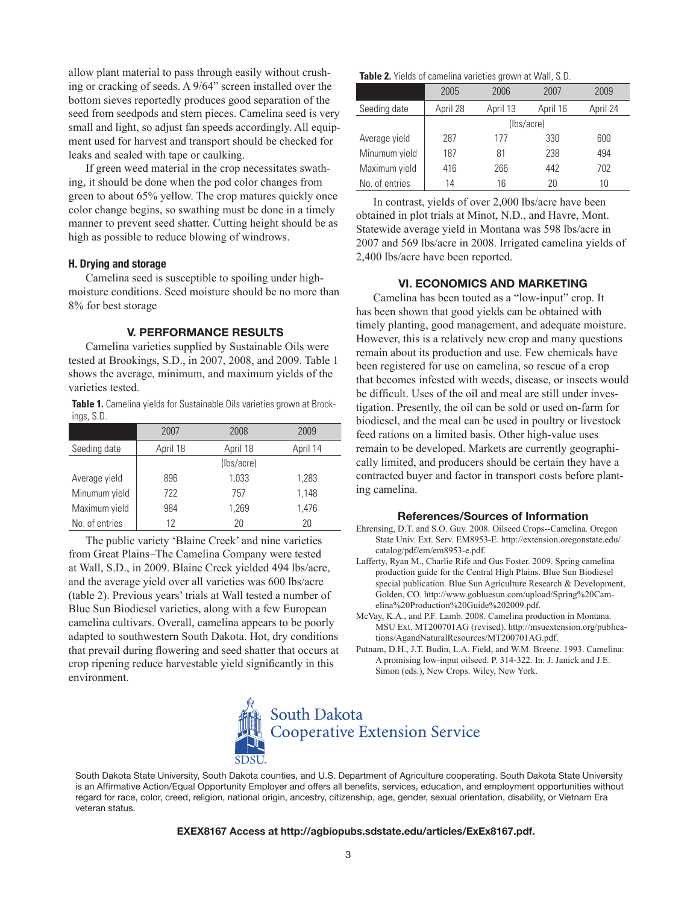allow plant material to pass through easily without crushing or cracking of seeds. A 9/64" screen installed over the bottom sieves reportedly produces good separation of the seed from seedpods and stem pieces. Camelina seed is very small and light, so adjust fan speeds accordingly. All equipment used for harvest and transport should be checked for leaks and sealed with tape or caulking.

If green weed material in the crop necessitates swathing, it should be done when the pod color changes from green to about 65% yellow. The crop matures quickly once color change begins, so swathing must be done in a timely manner to prevent seed shatter. Cutting height should be as high as possible to reduce blowing of windrows.

### H. Drying and storage

Camelina seed is susceptible to spoiling under high-moisture conditions. Seed moisture should be no more than 8% for best storage

## V. PERFORMANCE RESULTS

Camelina varieties supplied by Sustainable Oils were tested at Brookings, S.D., in 2007, 2008, and 2009. Table 1 shows the average, minimum, and maximum yields of the varieties tested.

**Table 1.** Camelina yields for Sustainable Oils varieties grown at Brookings, S.D.

| | 2007 | 2008 | 2009 |
|---|---|---|---|
| Seeding date | April 18 | April 18 | April 14 |
| | | (lbs/acre) | |
| Average yield | 896 | 1,033 | 1,283 |
| Minumum yield | 722 | 757 | 1,148 |
| Maximum yield | 984 | 1,269 | 1,476 |
| No. of entries | 12 | 20 | 20 |

The public variety 'Blaine Creek' and nine varieties from Great Plains–The Camelina Company were tested at Wall, S.D., in 2009. Blaine Creek yielded 494 lbs/acre, and the average yield over all varieties was 600 lbs/acre (table 2). Previous years' trials at Wall tested a number of Blue Sun Biodiesel varieties, along with a few European camelina cultivars. Overall, camelina appears to be poorly adapted to southwestern South Dakota. Hot, dry conditions that prevail during flowering and seed shatter that occurs at crop ripening reduce harvestable yield significantly in this environment.

**Table 2.** Yields of camelina varieties grown at Wall, S.D.

| | 2005 | 2006 | 2007 | 2009 |
|---|---|---|---|---|
| Seeding date | April 28 | April 13 | April 16 | April 24 |
| | | (lbs/acre) | | |
| Average yield | 287 | 177 | 330 | 600 |
| Minumum yield | 187 | 81 | 238 | 494 |
| Maximum yield | 416 | 266 | 442 | 702 |
| No. of entries | 14 | 16 | 20 | 10 |

In contrast, yields of over 2,000 lbs/acre have been obtained in plot trials at Minot, N.D., and Havre, Mont. Statewide average yield in Montana was 598 lbs/acre in 2007 and 569 lbs/acre in 2008. Irrigated camelina yields of 2,400 lbs/acre have been reported.

## VI. ECONOMICS AND MARKETING

Camelina has been touted as a "low-input" crop. It has been shown that good yields can be obtained with timely planting, good management, and adequate moisture. However, this is a relatively new crop and many questions remain about its production and use. Few chemicals have been registered for use on camelina, so rescue of a crop that becomes infested with weeds, disease, or insects would be difficult. Uses of the oil and meal are still under investigation. Presently, the oil can be sold or used on-farm for biodiesel, and the meal can be used in poultry or livestock feed rations on a limited basis. Other high-value uses remain to be developed. Markets are currently geographically limited, and producers should be certain they have a contracted buyer and factor in transport costs before planting camelina.

## References/Sources of Information

Ehrensing, D.T. and S.O. Guy. 2008. Oilseed Crops--Camelina. Oregon State Univ. Ext. Serv. EM8953-E. http://extension.oregonstate.edu/catalog/pdf/em/em8953-e.pdf.

Lafferty, Ryan M., Charlie Rife and Gus Foster. 2009. Spring camelina production guide for the Central High Plains. Blue Sun Biodiesel special publication. Blue Sun Agriculture Research & Development, Golden, CO. http://www.gobluesun.com/upload/Spring%20Camelina%20Production%20Guide%202009.pdf.

McVay, K.A., and P.F. Lamb. 2008. Camelina production in Montana. MSU Ext. MT200701AG (revised). http://msuextension.org/publications/AgandNaturalResources/MT200701AG.pdf.

Putnam, D.H., J.T. Budin, L.A. Field, and W.M. Breene. 1993. Camelina: A promising low-input oilseed. P. 314-322. In: J. Janick and J.E. Simon (eds.), New Crops. Wiley, New York.

South Dakota Cooperative Extension Service

SDSU

South Dakota State University, South Dakota counties, and U.S. Department of Agriculture cooperating. South Dakota State University is an Affirmative Action/Equal Opportunity Employer and offers all benefits, services, education, and employment opportunities without regard for race, color, creed, religion, national origin, ancestry, citizenship, age, gender, sexual orientation, disability, or Vietnam Era veteran status.

**EXEX8167 Access at http://agbiopubs.sdstate.edu/articles/ExEx8167.pdf.**